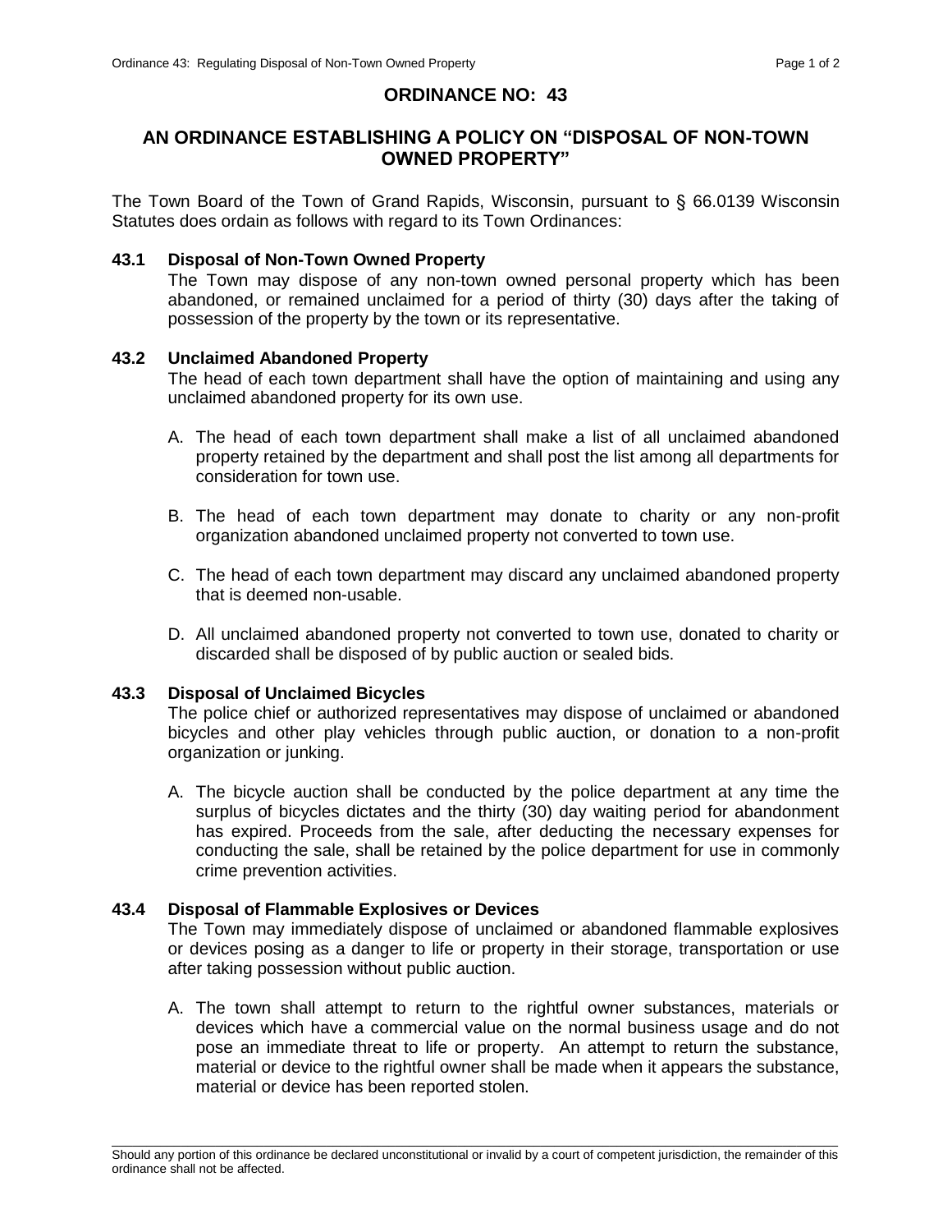# ORDINANCE NO: 43

## AN ORDINANCE ESTABLISHING A POLICY ON "DISPOSAL OF NON-TOWN OWNED PROPERTY"

The Town Board of the Town of Grand Rapids, Wisconsin, pursuant to § 66.0139 Wisconsin Statutes does ordain as follows with regard to its Town Ordinances:

### 43.1 Disposal of Non-Town Owned Property

The Town may dispose of any non-town owned personal property which has been abandoned, or remained unclaimed for a period of thirty (30) days after the taking of possession of the property by the town or its representative.

### 43.2 Unclaimed Abandoned Property

The head of each town department shall have the option of maintaining and using any unclaimed abandoned property for its own use.

A. The head of each town department shall make a list of all unclaimed abandoned property retained by the department and shall post the list among all departments for consideration for town use.

B. The head of each town department may donate to charity or any non-profit organization abandoned unclaimed property not converted to town use.

C. The head of each town department may discard any unclaimed abandoned property that is deemed non-usable.

D. All unclaimed abandoned property not converted to town use, donated to charity or discarded shall be disposed of by public auction or sealed bids.

### 43.3 Disposal of Unclaimed Bicycles

The police chief or authorized representatives may dispose of unclaimed or abandoned bicycles and other play vehicles through public auction, or donation to a non-profit organization or junking.

A. The bicycle auction shall be conducted by the police department at any time the surplus of bicycles dictates and the thirty (30) day waiting period for abandonment has expired. Proceeds from the sale, after deducting the necessary expenses for conducting the sale, shall be retained by the police department for use in commonly crime prevention activities.

### 43.4 Disposal of Flammable Explosives or Devices

The Town may immediately dispose of unclaimed or abandoned flammable explosives or devices posing as a danger to life or property in their storage, transportation or use after taking possession without public auction.

A. The town shall attempt to return to the rightful owner substances, materials or devices which have a commercial value on the normal business usage and do not pose an immediate threat to life or property. An attempt to return the substance, material or device to the rightful owner shall be made when it appears the substance, material or device has been reported stolen.

Should any portion of this ordinance be declared unconstitutional or invalid by a court of competent jurisdiction, the remainder of this ordinance shall not be affected.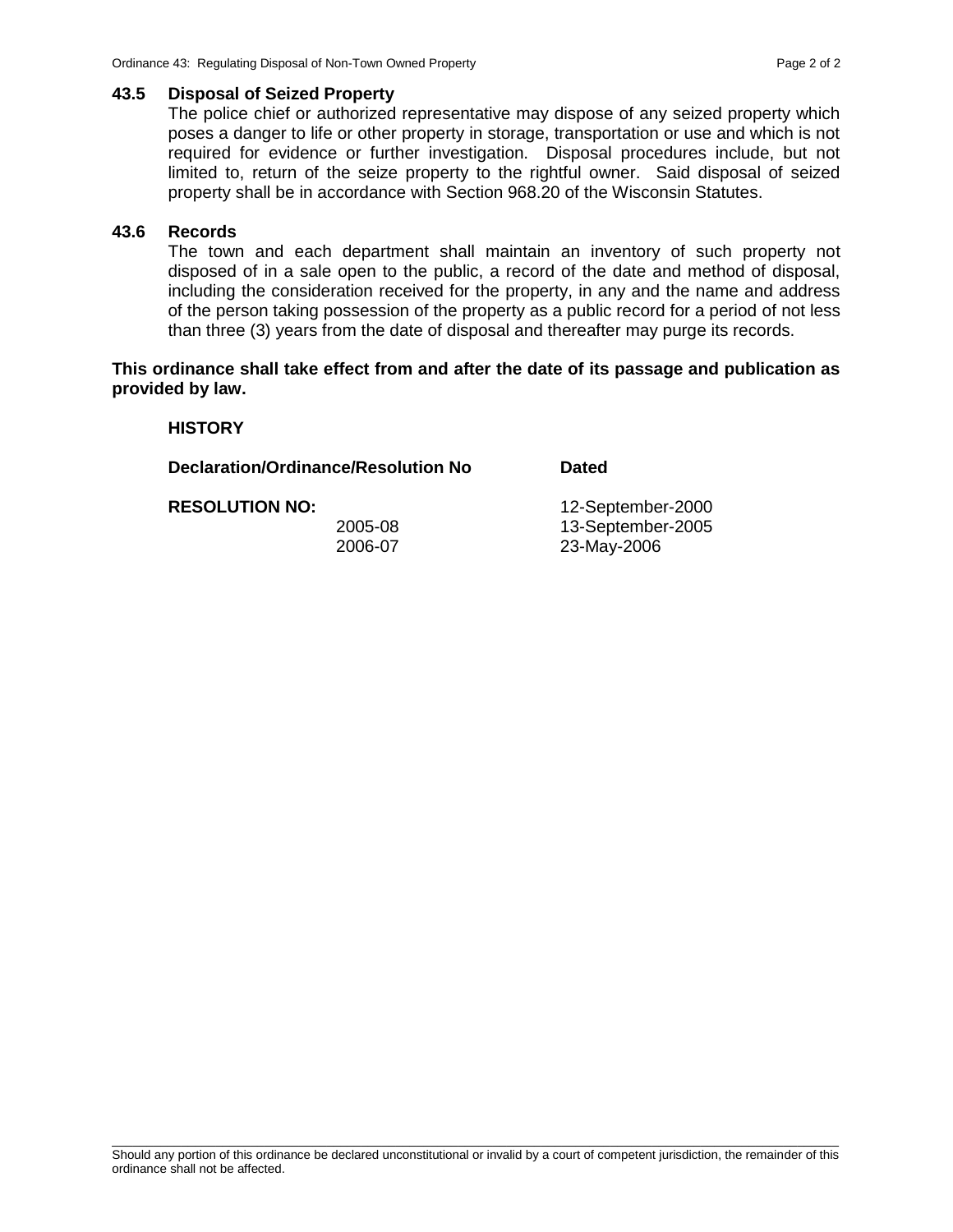### 43.5 Disposal of Seized Property

The police chief or authorized representative may dispose of any seized property which poses a danger to life or other property in storage, transportation or use and which is not required for evidence or further investigation. Disposal procedures include, but not limited to, return of the seize property to the rightful owner. Said disposal of seized property shall be in accordance with Section 968.20 of the Wisconsin Statutes.

### 43.6 Records

The town and each department shall maintain an inventory of such property not disposed of in a sale open to the public, a record of the date and method of disposal, including the consideration received for the property, in any and the name and address of the person taking possession of the property as a public record for a period of not less than three (3) years from the date of disposal and thereafter may purge its records.

**This ordinance shall take effect from and after the date of its passage and publication as provided by law.**

**HISTORY**

| Declaration/Ordinance/Resolution No | | Dated |
|---|---|---|
| **RESOLUTION NO:** | | 12-September-2000 |
| | 2005-08 | 13-September-2005 |
| | 2006-07 | 23-May-2006 |

Should any portion of this ordinance be declared unconstitutional or invalid by a court of competent jurisdiction, the remainder of this ordinance shall not be affected.